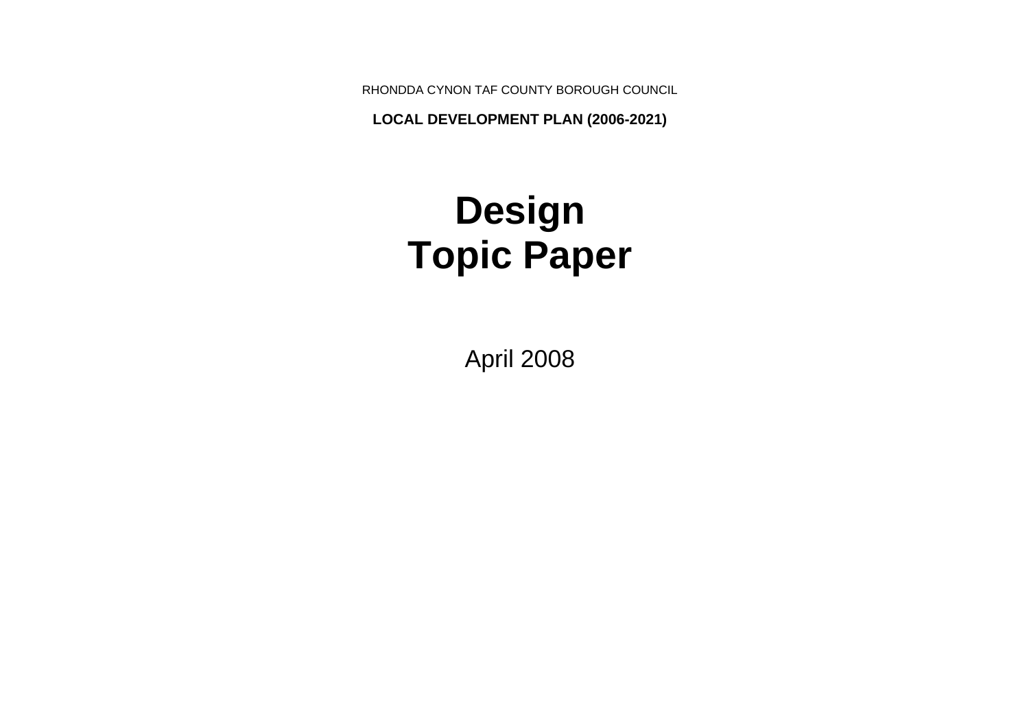RHONDDA CYNON TAF COUNTY BOROUGH COUNCIL

**LOCAL DEVELOPMENT PLAN (2006-2021)**

# Design Topic Paper

April 2008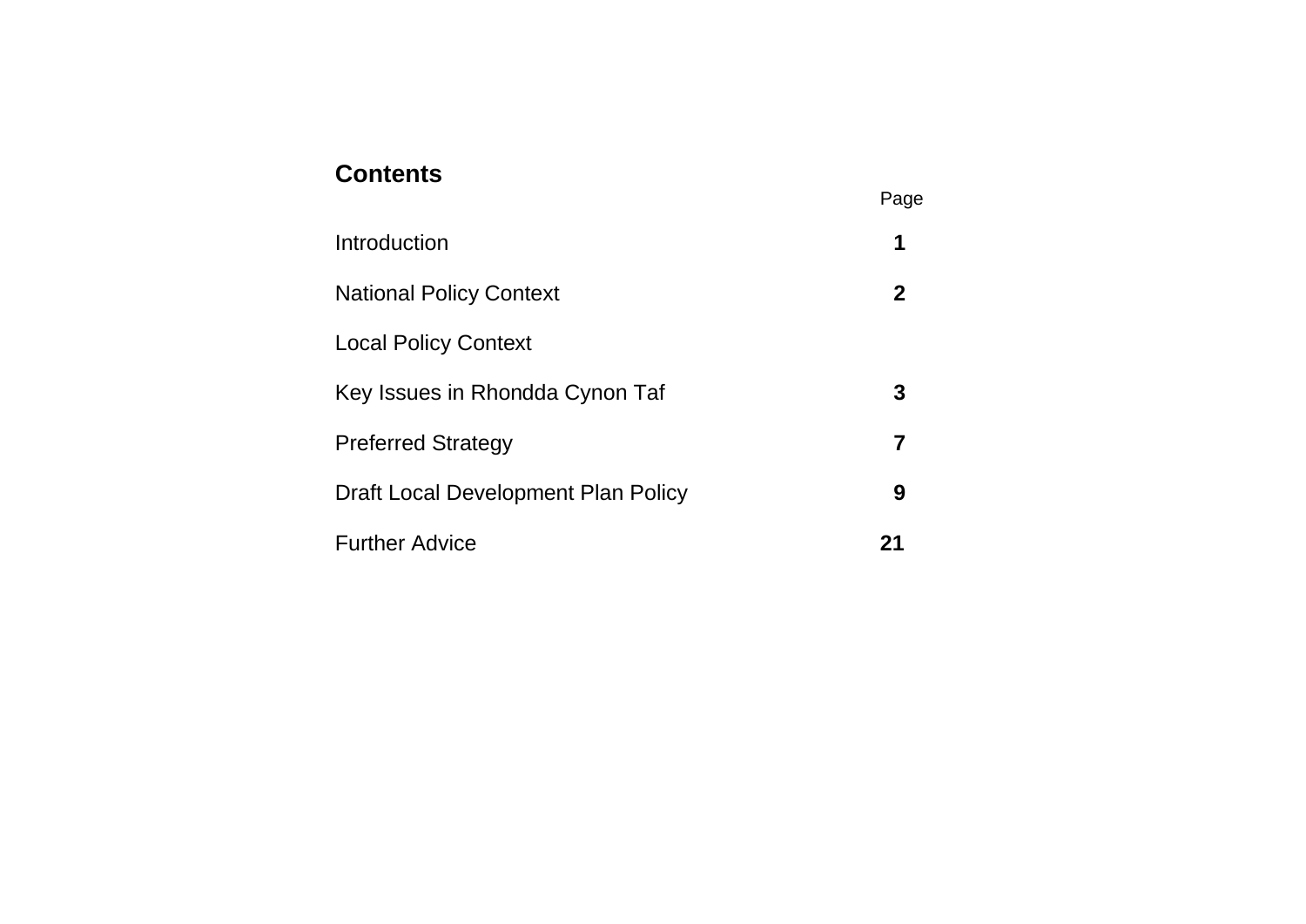## Contents

| | Page |
|---|---|
| Introduction | **1** |
| National Policy Context | **2** |
| Local Policy Context | |
| Key Issues in Rhondda Cynon Taf | **3** |
| Preferred Strategy | **7** |
| Draft Local Development Plan Policy | **9** |
| Further Advice | **21** |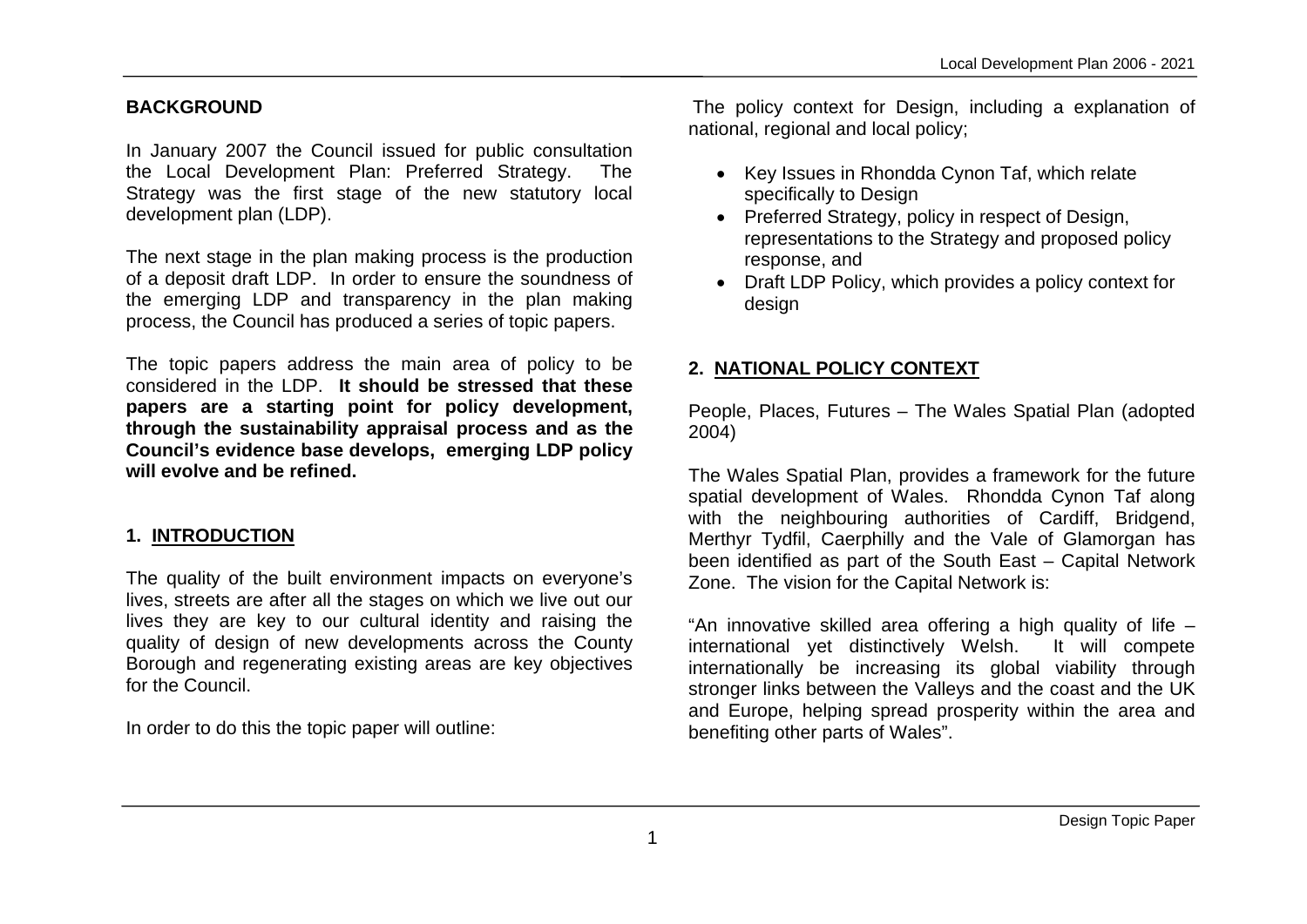## BACKGROUND

In January 2007 the Council issued for public consultation the Local Development Plan: Preferred Strategy. The Strategy was the first stage of the new statutory local development plan (LDP).

The next stage in the plan making process is the production of a deposit draft LDP. In order to ensure the soundness of the emerging LDP and transparency in the plan making process, the Council has produced a series of topic papers.

The topic papers address the main area of policy to be considered in the LDP. **It should be stressed that these papers are a starting point for policy development, through the sustainability appraisal process and as the Council's evidence base develops, emerging LDP policy will evolve and be refined.**

## 1. INTRODUCTION

The quality of the built environment impacts on everyone's lives, streets are after all the stages on which we live out our lives they are key to our cultural identity and raising the quality of design of new developments across the County Borough and regenerating existing areas are key objectives for the Council.

In order to do this the topic paper will outline:

The policy context for Design, including a explanation of national, regional and local policy;

- Key Issues in Rhondda Cynon Taf, which relate specifically to Design
- Preferred Strategy, policy in respect of Design, representations to the Strategy and proposed policy response, and
- Draft LDP Policy, which provides a policy context for design

## 2. NATIONAL POLICY CONTEXT

People, Places, Futures – The Wales Spatial Plan (adopted 2004)

The Wales Spatial Plan, provides a framework for the future spatial development of Wales. Rhondda Cynon Taf along with the neighbouring authorities of Cardiff, Bridgend, Merthyr Tydfil, Caerphilly and the Vale of Glamorgan has been identified as part of the South East – Capital Network Zone. The vision for the Capital Network is:

"An innovative skilled area offering a high quality of life – international yet distinctively Welsh. It will compete internationally be increasing its global viability through stronger links between the Valleys and the coast and the UK and Europe, helping spread prosperity within the area and benefiting other parts of Wales".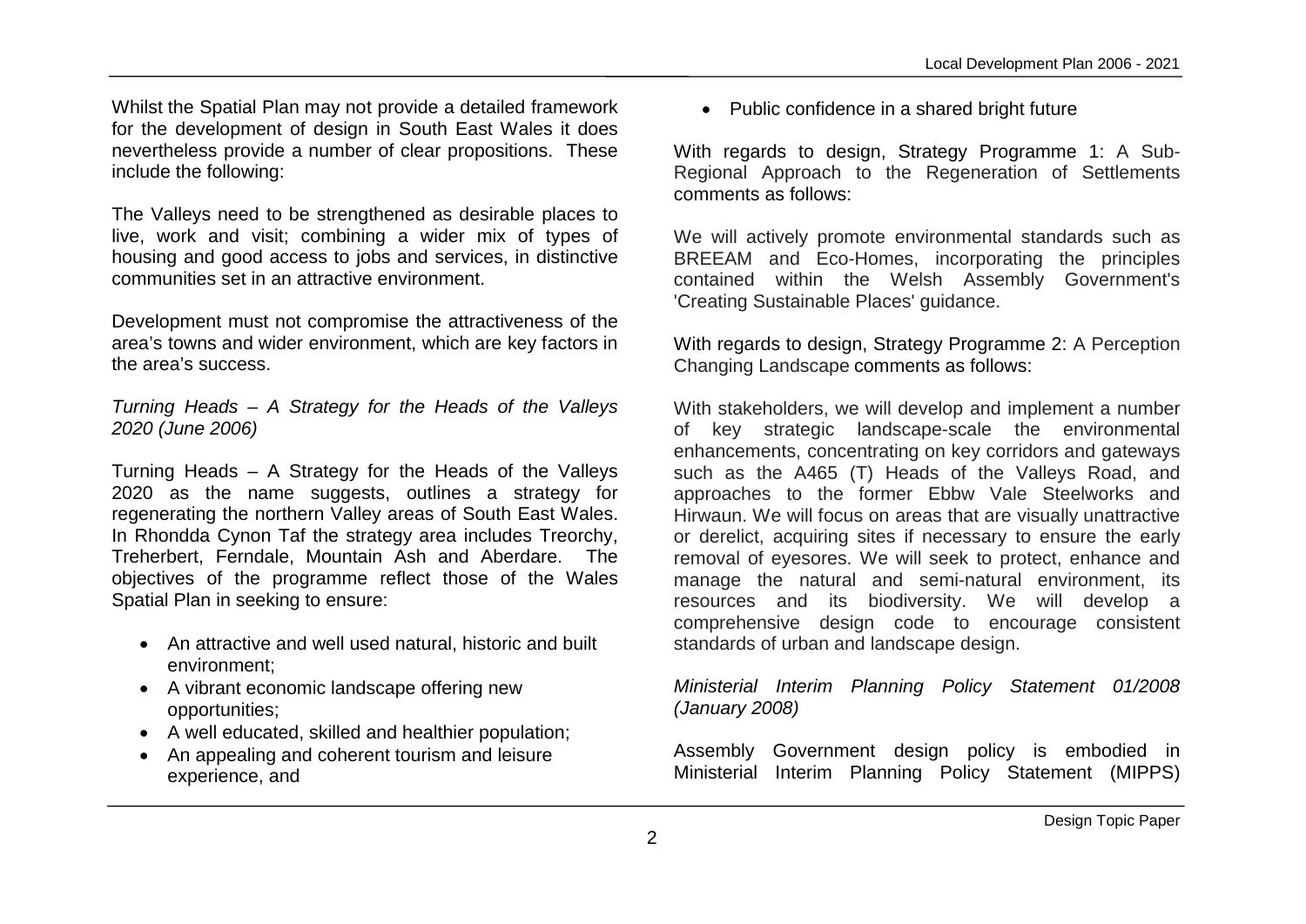Whilst the Spatial Plan may not provide a detailed framework for the development of design in South East Wales it does nevertheless provide a number of clear propositions. These include the following:

The Valleys need to be strengthened as desirable places to live, work and visit; combining a wider mix of types of housing and good access to jobs and services, in distinctive communities set in an attractive environment.

Development must not compromise the attractiveness of the area's towns and wider environment, which are key factors in the area's success.

*Turning Heads – A Strategy for the Heads of the Valleys 2020 (June 2006)*

Turning Heads – A Strategy for the Heads of the Valleys 2020 as the name suggests, outlines a strategy for regenerating the northern Valley areas of South East Wales. In Rhondda Cynon Taf the strategy area includes Treorchy, Treherbert, Ferndale, Mountain Ash and Aberdare. The objectives of the programme reflect those of the Wales Spatial Plan in seeking to ensure:

- An attractive and well used natural, historic and built environment;
- A vibrant economic landscape offering new opportunities;
- A well educated, skilled and healthier population;
- An appealing and coherent tourism and leisure experience, and
- Public confidence in a shared bright future

With regards to design, Strategy Programme 1: A Sub-Regional Approach to the Regeneration of Settlements comments as follows:

We will actively promote environmental standards such as BREEAM and Eco-Homes, incorporating the principles contained within the Welsh Assembly Government's 'Creating Sustainable Places' guidance.

With regards to design, Strategy Programme 2: A Perception Changing Landscape comments as follows:

With stakeholders, we will develop and implement a number of key strategic landscape-scale the environmental enhancements, concentrating on key corridors and gateways such as the A465 (T) Heads of the Valleys Road, and approaches to the former Ebbw Vale Steelworks and Hirwaun. We will focus on areas that are visually unattractive or derelict, acquiring sites if necessary to ensure the early removal of eyesores. We will seek to protect, enhance and manage the natural and semi-natural environment, its resources and its biodiversity. We will develop a comprehensive design code to encourage consistent standards of urban and landscape design.

*Ministerial Interim Planning Policy Statement 01/2008 (January 2008)*

Assembly Government design policy is embodied in Ministerial Interim Planning Policy Statement (MIPPS)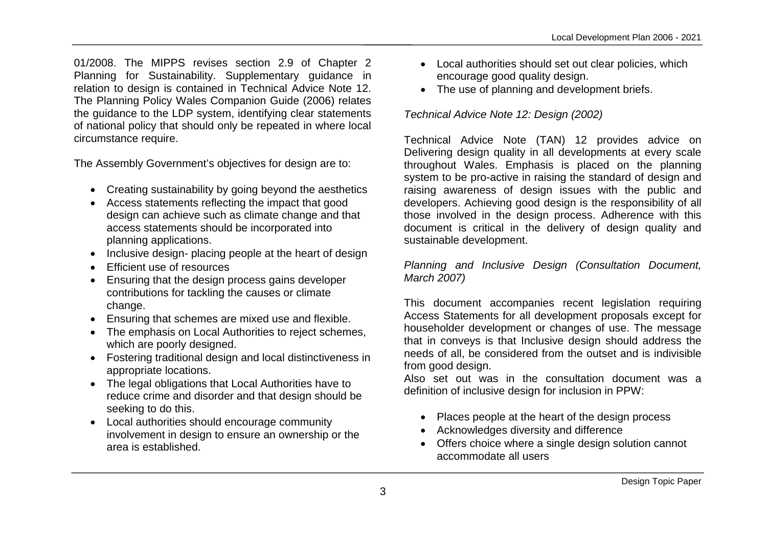01/2008. The MIPPS revises section 2.9 of Chapter 2 Planning for Sustainability. Supplementary guidance in relation to design is contained in Technical Advice Note 12. The Planning Policy Wales Companion Guide (2006) relates the guidance to the LDP system, identifying clear statements of national policy that should only be repeated in where local circumstance require.

The Assembly Government's objectives for design are to:

- Creating sustainability by going beyond the aesthetics
- Access statements reflecting the impact that good design can achieve such as climate change and that access statements should be incorporated into planning applications.
- Inclusive design- placing people at the heart of design
- Efficient use of resources
- Ensuring that the design process gains developer contributions for tackling the causes or climate change.
- Ensuring that schemes are mixed use and flexible.
- The emphasis on Local Authorities to reject schemes, which are poorly designed.
- Fostering traditional design and local distinctiveness in appropriate locations.
- The legal obligations that Local Authorities have to reduce crime and disorder and that design should be seeking to do this.
- Local authorities should encourage community involvement in design to ensure an ownership or the area is established.
- Local authorities should set out clear policies, which encourage good quality design.
- The use of planning and development briefs.

*Technical Advice Note 12: Design (2002)*

Technical Advice Note (TAN) 12 provides advice on Delivering design quality in all developments at every scale throughout Wales. Emphasis is placed on the planning system to be pro-active in raising the standard of design and raising awareness of design issues with the public and developers. Achieving good design is the responsibility of all those involved in the design process. Adherence with this document is critical in the delivery of design quality and sustainable development.

*Planning and Inclusive Design (Consultation Document, March 2007)*

This document accompanies recent legislation requiring Access Statements for all development proposals except for householder development or changes of use. The message that in conveys is that Inclusive design should address the needs of all, be considered from the outset and is indivisible from good design.

Also set out was in the consultation document was a definition of inclusive design for inclusion in PPW:

- Places people at the heart of the design process
- Acknowledges diversity and difference
- Offers choice where a single design solution cannot accommodate all users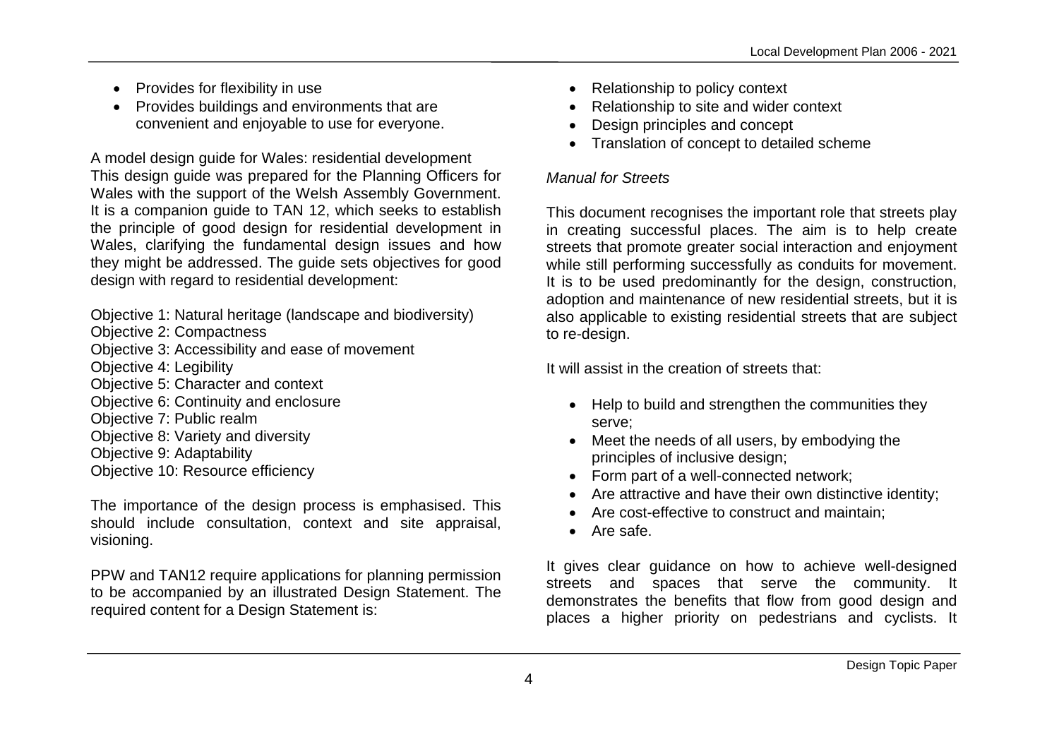- Provides for flexibility in use
- Provides buildings and environments that are convenient and enjoyable to use for everyone.

A model design guide for Wales: residential development
This design guide was prepared for the Planning Officers for Wales with the support of the Welsh Assembly Government. It is a companion guide to TAN 12, which seeks to establish the principle of good design for residential development in Wales, clarifying the fundamental design issues and how they might be addressed. The guide sets objectives for good design with regard to residential development:

Objective 1: Natural heritage (landscape and biodiversity)
Objective 2: Compactness
Objective 3: Accessibility and ease of movement
Objective 4: Legibility
Objective 5: Character and context
Objective 6: Continuity and enclosure
Objective 7: Public realm
Objective 8: Variety and diversity
Objective 9: Adaptability
Objective 10: Resource efficiency

The importance of the design process is emphasised. This should include consultation, context and site appraisal, visioning.

PPW and TAN12 require applications for planning permission to be accompanied by an illustrated Design Statement. The required content for a Design Statement is:

- Relationship to policy context
- Relationship to site and wider context
- Design principles and concept
- Translation of concept to detailed scheme

*Manual for Streets*

This document recognises the important role that streets play in creating successful places. The aim is to help create streets that promote greater social interaction and enjoyment while still performing successfully as conduits for movement. It is to be used predominantly for the design, construction, adoption and maintenance of new residential streets, but it is also applicable to existing residential streets that are subject to re-design.

It will assist in the creation of streets that:

- Help to build and strengthen the communities they serve;
- Meet the needs of all users, by embodying the principles of inclusive design;
- Form part of a well-connected network;
- Are attractive and have their own distinctive identity;
- Are cost-effective to construct and maintain;
- Are safe.

It gives clear guidance on how to achieve well-designed streets and spaces that serve the community. It demonstrates the benefits that flow from good design and places a higher priority on pedestrians and cyclists. It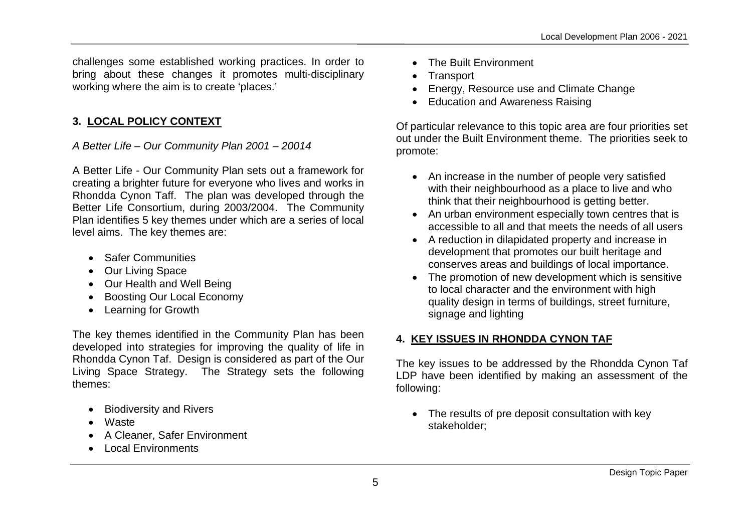challenges some established working practices. In order to bring about these changes it promotes multi-disciplinary working where the aim is to create 'places.'

## 3. LOCAL POLICY CONTEXT

*A Better Life – Our Community Plan 2001 – 20014*

A Better Life - Our Community Plan sets out a framework for creating a brighter future for everyone who lives and works in Rhondda Cynon Taff. The plan was developed through the Better Life Consortium, during 2003/2004. The Community Plan identifies 5 key themes under which are a series of local level aims. The key themes are:

- Safer Communities
- Our Living Space
- Our Health and Well Being
- Boosting Our Local Economy
- Learning for Growth

The key themes identified in the Community Plan has been developed into strategies for improving the quality of life in Rhondda Cynon Taf. Design is considered as part of the Our Living Space Strategy. The Strategy sets the following themes:

- Biodiversity and Rivers
- Waste
- A Cleaner, Safer Environment
- Local Environments
- The Built Environment
- Transport
- Energy, Resource use and Climate Change
- Education and Awareness Raising

Of particular relevance to this topic area are four priorities set out under the Built Environment theme. The priorities seek to promote:

- An increase in the number of people very satisfied with their neighbourhood as a place to live and who think that their neighbourhood is getting better.
- An urban environment especially town centres that is accessible to all and that meets the needs of all users
- A reduction in dilapidated property and increase in development that promotes our built heritage and conserves areas and buildings of local importance.
- The promotion of new development which is sensitive to local character and the environment with high quality design in terms of buildings, street furniture, signage and lighting

## 4. KEY ISSUES IN RHONDDA CYNON TAF

The key issues to be addressed by the Rhondda Cynon Taf LDP have been identified by making an assessment of the following:

- The results of pre deposit consultation with key stakeholder;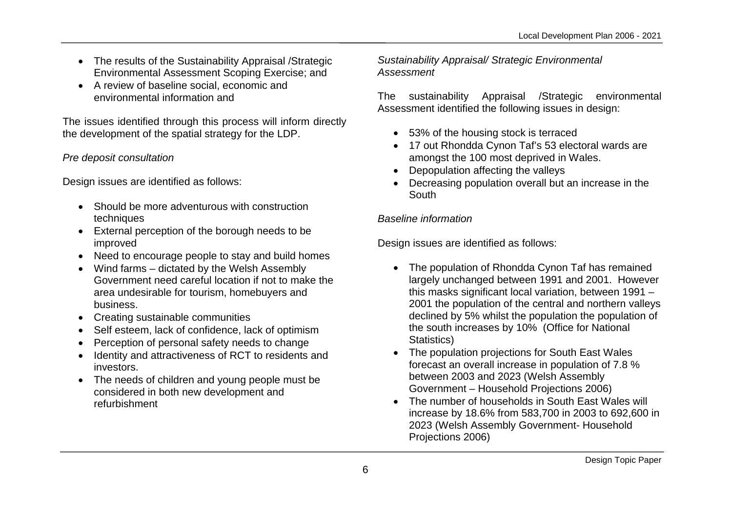- The results of the Sustainability Appraisal /Strategic Environmental Assessment Scoping Exercise; and
- A review of baseline social, economic and environmental information and

The issues identified through this process will inform directly the development of the spatial strategy for the LDP.

*Pre deposit consultation*

Design issues are identified as follows:

- Should be more adventurous with construction techniques
- External perception of the borough needs to be improved
- Need to encourage people to stay and build homes
- Wind farms – dictated by the Welsh Assembly Government need careful location if not to make the area undesirable for tourism, homebuyers and business.
- Creating sustainable communities
- Self esteem, lack of confidence, lack of optimism
- Perception of personal safety needs to change
- Identity and attractiveness of RCT to residents and investors.
- The needs of children and young people must be considered in both new development and refurbishment

*Sustainability Appraisal/ Strategic Environmental Assessment*

The sustainability Appraisal /Strategic environmental Assessment identified the following issues in design:

- 53% of the housing stock is terraced
- 17 out Rhondda Cynon Taf's 53 electoral wards are amongst the 100 most deprived in Wales.
- Depopulation affecting the valleys
- Decreasing population overall but an increase in the South

*Baseline information*

Design issues are identified as follows:

- The population of Rhondda Cynon Taf has remained largely unchanged between 1991 and 2001. However this masks significant local variation, between 1991 – 2001 the population of the central and northern valleys declined by 5% whilst the population the population of the south increases by 10% (Office for National Statistics)
- The population projections for South East Wales forecast an overall increase in population of 7.8 % between 2003 and 2023 (Welsh Assembly Government – Household Projections 2006)
- The number of households in South East Wales will increase by 18.6% from 583,700 in 2003 to 692,600 in 2023 (Welsh Assembly Government- Household Projections 2006)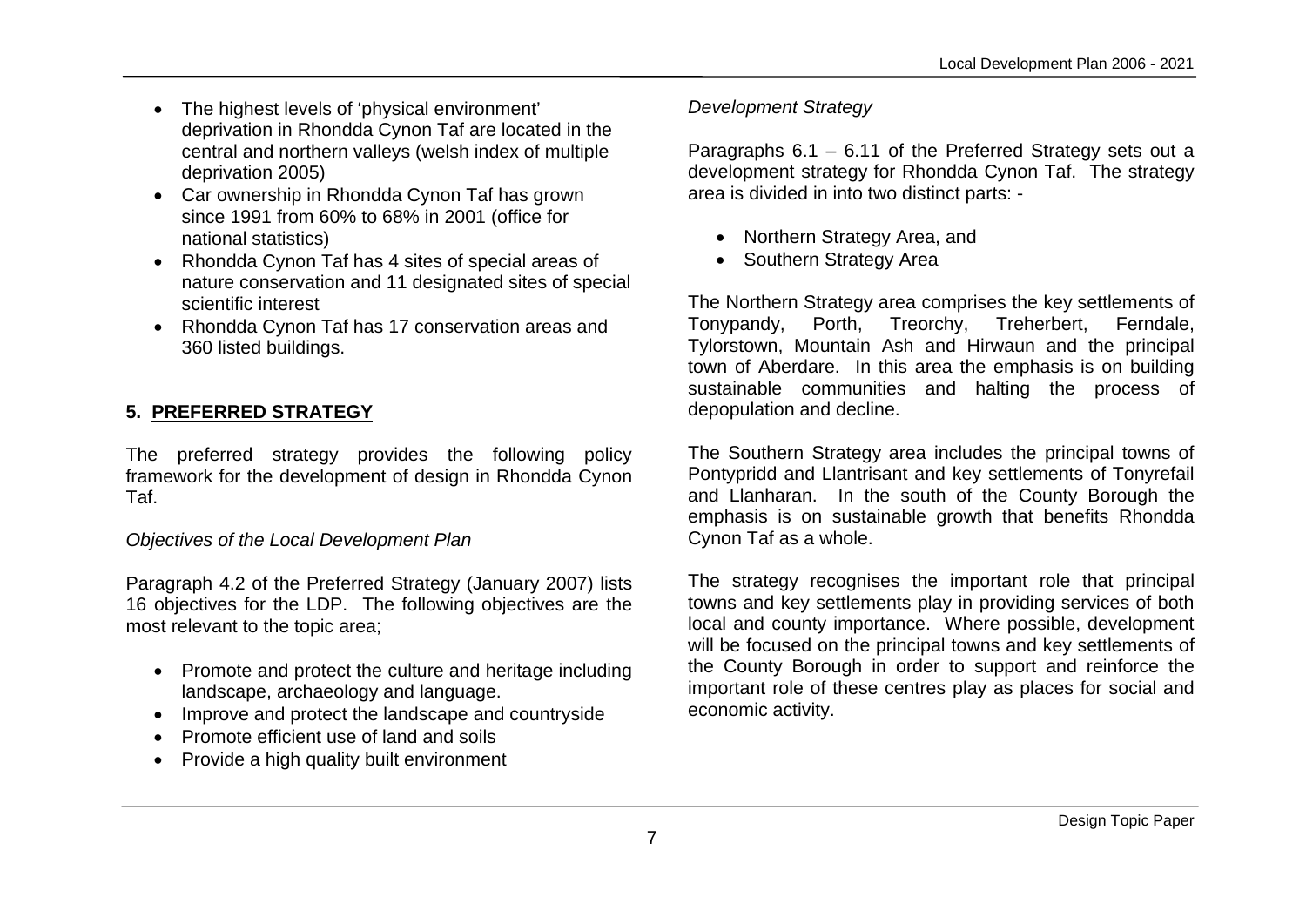- The highest levels of 'physical environment' deprivation in Rhondda Cynon Taf are located in the central and northern valleys (welsh index of multiple deprivation 2005)
- Car ownership in Rhondda Cynon Taf has grown since 1991 from 60% to 68% in 2001 (office for national statistics)
- Rhondda Cynon Taf has 4 sites of special areas of nature conservation and 11 designated sites of special scientific interest
- Rhondda Cynon Taf has 17 conservation areas and 360 listed buildings.

## 5. PREFERRED STRATEGY

The preferred strategy provides the following policy framework for the development of design in Rhondda Cynon Taf.

*Objectives of the Local Development Plan*

Paragraph 4.2 of the Preferred Strategy (January 2007) lists 16 objectives for the LDP. The following objectives are the most relevant to the topic area;

- Promote and protect the culture and heritage including landscape, archaeology and language.
- Improve and protect the landscape and countryside
- Promote efficient use of land and soils
- Provide a high quality built environment

*Development Strategy*

Paragraphs 6.1 – 6.11 of the Preferred Strategy sets out a development strategy for Rhondda Cynon Taf. The strategy area is divided in into two distinct parts: -

- Northern Strategy Area, and
- Southern Strategy Area

The Northern Strategy area comprises the key settlements of Tonypandy, Porth, Treorchy, Treherbert, Ferndale, Tylorstown, Mountain Ash and Hirwaun and the principal town of Aberdare. In this area the emphasis is on building sustainable communities and halting the process of depopulation and decline.

The Southern Strategy area includes the principal towns of Pontypridd and Llantrisant and key settlements of Tonyrefail and Llanharan. In the south of the County Borough the emphasis is on sustainable growth that benefits Rhondda Cynon Taf as a whole.

The strategy recognises the important role that principal towns and key settlements play in providing services of both local and county importance. Where possible, development will be focused on the principal towns and key settlements of the County Borough in order to support and reinforce the important role of these centres play as places for social and economic activity.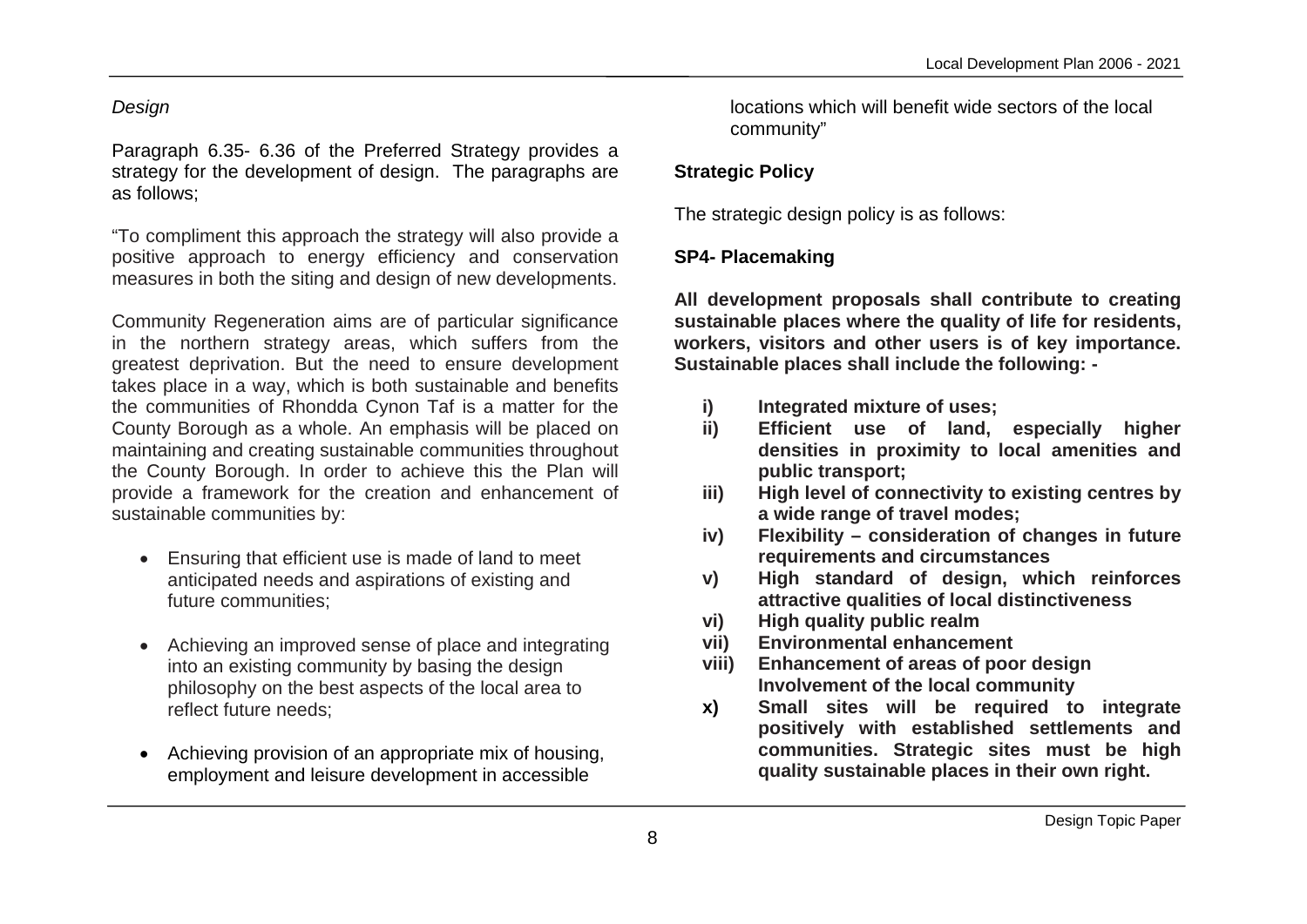*Design*

Paragraph 6.35- 6.36 of the Preferred Strategy provides a strategy for the development of design. The paragraphs are as follows;

"To compliment this approach the strategy will also provide a positive approach to energy efficiency and conservation measures in both the siting and design of new developments.

Community Regeneration aims are of particular significance in the northern strategy areas, which suffers from the greatest deprivation. But the need to ensure development takes place in a way, which is both sustainable and benefits the communities of Rhondda Cynon Taf is a matter for the County Borough as a whole. An emphasis will be placed on maintaining and creating sustainable communities throughout the County Borough. In order to achieve this the Plan will provide a framework for the creation and enhancement of sustainable communities by:

- Ensuring that efficient use is made of land to meet anticipated needs and aspirations of existing and future communities;
- Achieving an improved sense of place and integrating into an existing community by basing the design philosophy on the best aspects of the local area to reflect future needs;
- Achieving provision of an appropriate mix of housing, employment and leisure development in accessible locations which will benefit wide sectors of the local community"

**Strategic Policy**

The strategic design policy is as follows:

**SP4- Placemaking**

**All development proposals shall contribute to creating sustainable places where the quality of life for residents, workers, visitors and other users is of key importance. Sustainable places shall include the following: -**

**i) Integrated mixture of uses;**
**ii) Efficient use of land, especially higher densities in proximity to local amenities and public transport;**
**iii) High level of connectivity to existing centres by a wide range of travel modes;**
**iv) Flexibility – consideration of changes in future requirements and circumstances**
**v) High standard of design, which reinforces attractive qualities of local distinctiveness**
**vi) High quality public realm**
**vii) Environmental enhancement**
**viii) Enhancement of areas of poor design**
**Involvement of the local community**
**x) Small sites will be required to integrate positively with established settlements and communities. Strategic sites must be high quality sustainable places in their own right.**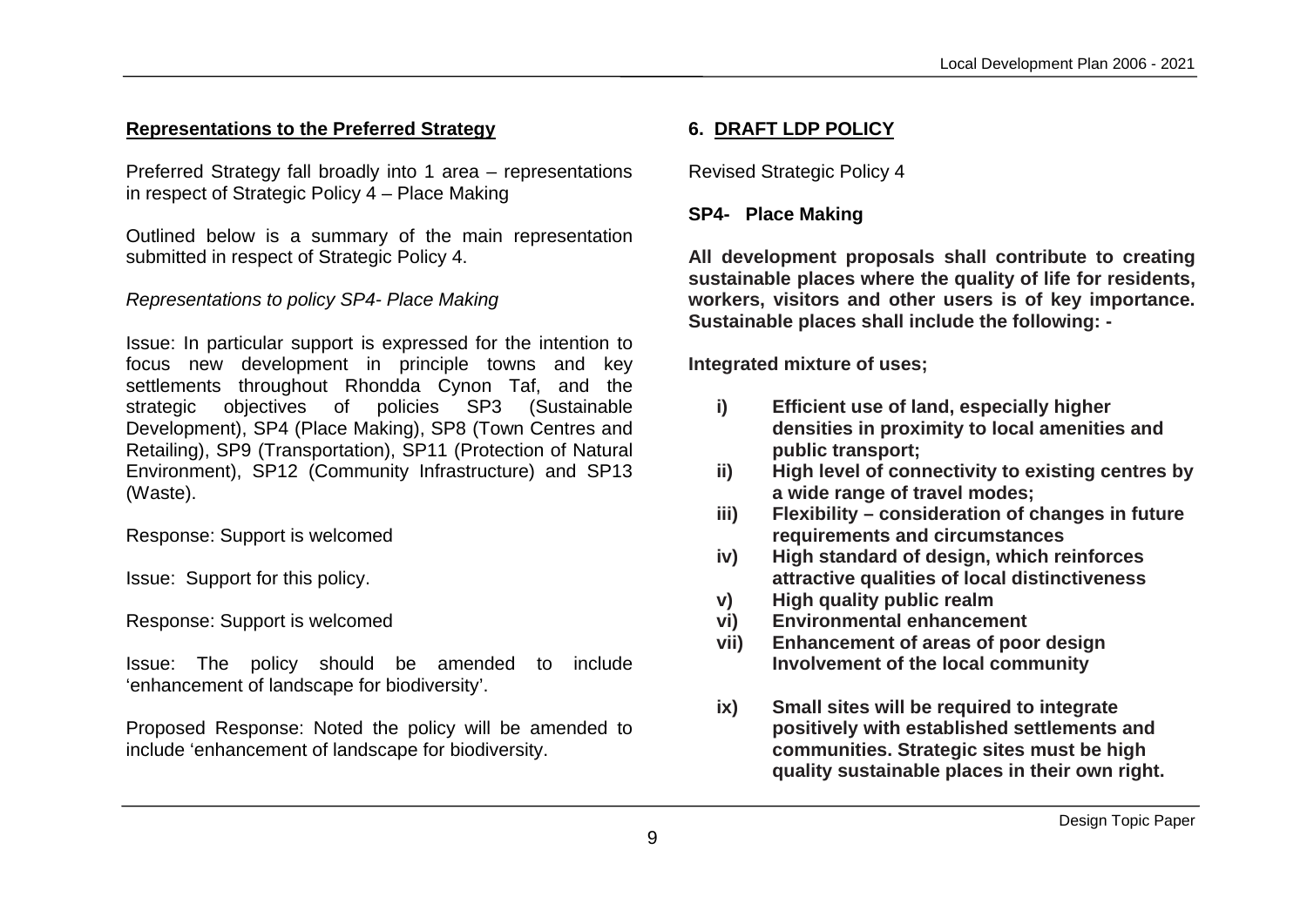**Representations to the Preferred Strategy**

Preferred Strategy fall broadly into 1 area – representations in respect of Strategic Policy 4 – Place Making

Outlined below is a summary of the main representation submitted in respect of Strategic Policy 4.

*Representations to policy SP4- Place Making*

Issue: In particular support is expressed for the intention to focus new development in principle towns and key settlements throughout Rhondda Cynon Taf, and the strategic objectives of policies SP3 (Sustainable Development), SP4 (Place Making), SP8 (Town Centres and Retailing), SP9 (Transportation), SP11 (Protection of Natural Environment), SP12 (Community Infrastructure) and SP13 (Waste).

Response: Support is welcomed

Issue: Support for this policy.

Response: Support is welcomed

Issue: The policy should be amended to include 'enhancement of landscape for biodiversity'.

Proposed Response: Noted the policy will be amended to include 'enhancement of landscape for biodiversity.

## 6. DRAFT LDP POLICY

Revised Strategic Policy 4

**SP4- Place Making**

**All development proposals shall contribute to creating sustainable places where the quality of life for residents, workers, visitors and other users is of key importance. Sustainable places shall include the following: -**

**Integrated mixture of uses;**

- **i) Efficient use of land, especially higher densities in proximity to local amenities and public transport;**
- **ii) High level of connectivity to existing centres by a wide range of travel modes;**
- **iii) Flexibility – consideration of changes in future requirements and circumstances**
- **iv) High standard of design, which reinforces attractive qualities of local distinctiveness**
- **v) High quality public realm**
- **vi) Environmental enhancement**
- **vii) Enhancement of areas of poor design Involvement of the local community**
- **ix) Small sites will be required to integrate positively with established settlements and communities. Strategic sites must be high quality sustainable places in their own right.**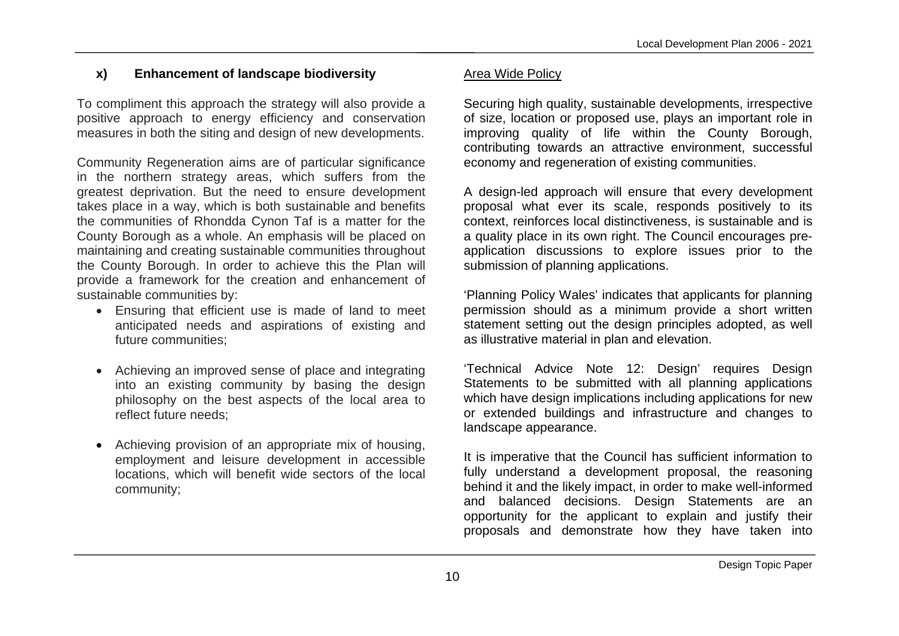### x) Enhancement of landscape biodiversity

To compliment this approach the strategy will also provide a positive approach to energy efficiency and conservation measures in both the siting and design of new developments.

Community Regeneration aims are of particular significance in the northern strategy areas, which suffers from the greatest deprivation. But the need to ensure development takes place in a way, which is both sustainable and benefits the communities of Rhondda Cynon Taf is a matter for the County Borough as a whole. An emphasis will be placed on maintaining and creating sustainable communities throughout the County Borough. In order to achieve this the Plan will provide a framework for the creation and enhancement of sustainable communities by:

- Ensuring that efficient use is made of land to meet anticipated needs and aspirations of existing and future communities;
- Achieving an improved sense of place and integrating into an existing community by basing the design philosophy on the best aspects of the local area to reflect future needs;
- Achieving provision of an appropriate mix of housing, employment and leisure development in accessible locations, which will benefit wide sectors of the local community;

<u>Area Wide Policy</u>

Securing high quality, sustainable developments, irrespective of size, location or proposed use, plays an important role in improving quality of life within the County Borough, contributing towards an attractive environment, successful economy and regeneration of existing communities.

A design-led approach will ensure that every development proposal what ever its scale, responds positively to its context, reinforces local distinctiveness, is sustainable and is a quality place in its own right. The Council encourages pre-application discussions to explore issues prior to the submission of planning applications.

'Planning Policy Wales' indicates that applicants for planning permission should as a minimum provide a short written statement setting out the design principles adopted, as well as illustrative material in plan and elevation.

'Technical Advice Note 12: Design' requires Design Statements to be submitted with all planning applications which have design implications including applications for new or extended buildings and infrastructure and changes to landscape appearance.

It is imperative that the Council has sufficient information to fully understand a development proposal, the reasoning behind it and the likely impact, in order to make well-informed and balanced decisions. Design Statements are an opportunity for the applicant to explain and justify their proposals and demonstrate how they have taken into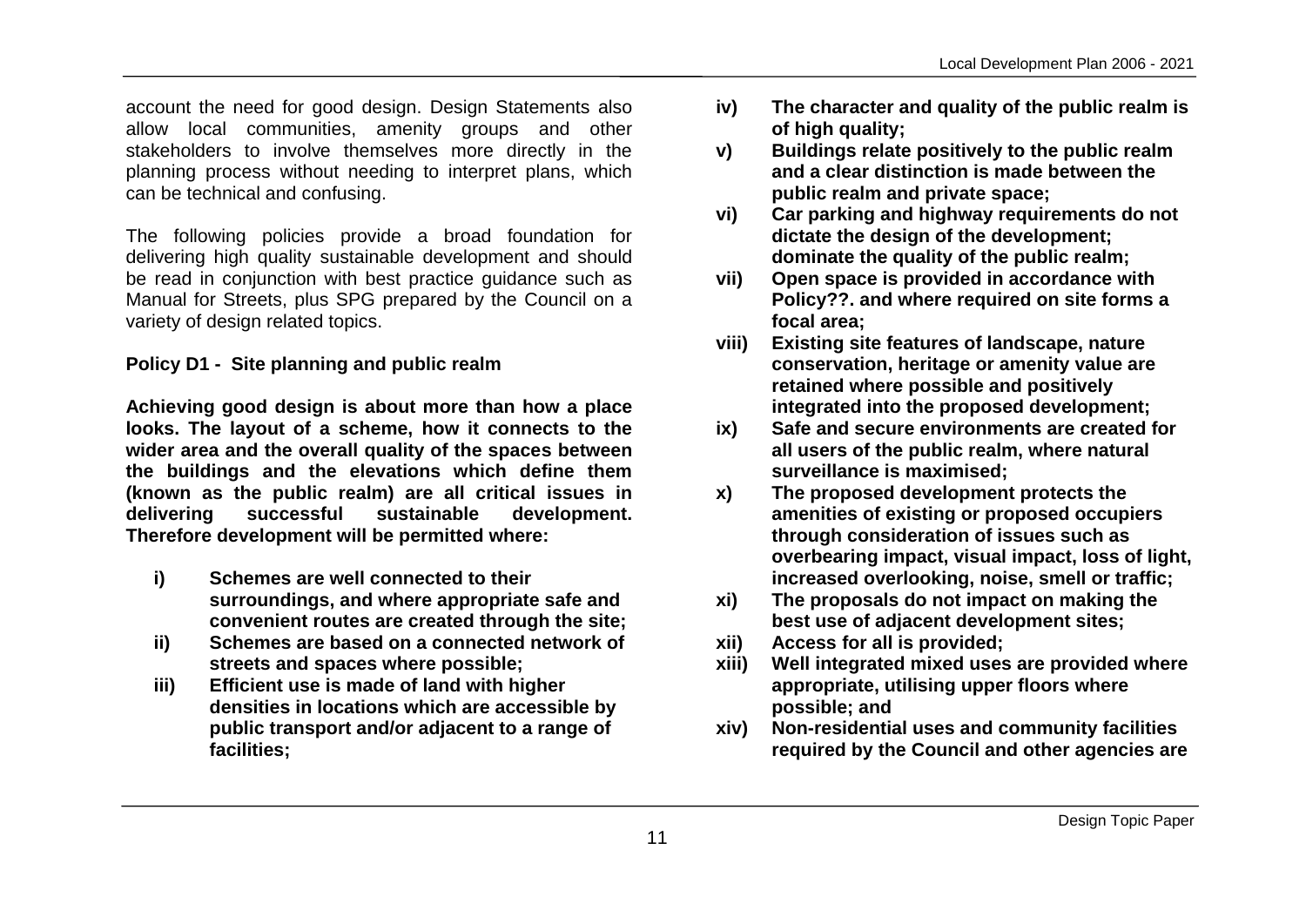account the need for good design. Design Statements also allow local communities, amenity groups and other stakeholders to involve themselves more directly in the planning process without needing to interpret plans, which can be technical and confusing.

The following policies provide a broad foundation for delivering high quality sustainable development and should be read in conjunction with best practice guidance such as Manual for Streets, plus SPG prepared by the Council on a variety of design related topics.

**Policy D1 - Site planning and public realm**

**Achieving good design is about more than how a place looks. The layout of a scheme, how it connects to the wider area and the overall quality of the spaces between the buildings and the elevations which define them (known as the public realm) are all critical issues in delivering successful sustainable development. Therefore development will be permitted where:**

- **i) Schemes are well connected to their surroundings, and where appropriate safe and convenient routes are created through the site;**
- **ii) Schemes are based on a connected network of streets and spaces where possible;**
- **iii) Efficient use is made of land with higher densities in locations which are accessible by public transport and/or adjacent to a range of facilities;**
- **iv) The character and quality of the public realm is of high quality;**
- **v) Buildings relate positively to the public realm and a clear distinction is made between the public realm and private space;**
- **vi) Car parking and highway requirements do not dictate the design of the development; dominate the quality of the public realm;**
- **vii) Open space is provided in accordance with Policy??. and where required on site forms a focal area;**
- **viii) Existing site features of landscape, nature conservation, heritage or amenity value are retained where possible and positively integrated into the proposed development;**
- **ix) Safe and secure environments are created for all users of the public realm, where natural surveillance is maximised;**
- **x) The proposed development protects the amenities of existing or proposed occupiers through consideration of issues such as overbearing impact, visual impact, loss of light, increased overlooking, noise, smell or traffic;**
- **xi) The proposals do not impact on making the best use of adjacent development sites;**
- **xii) Access for all is provided;**
- **xiii) Well integrated mixed uses are provided where appropriate, utilising upper floors where possible; and**
- **xiv) Non-residential uses and community facilities required by the Council and other agencies are**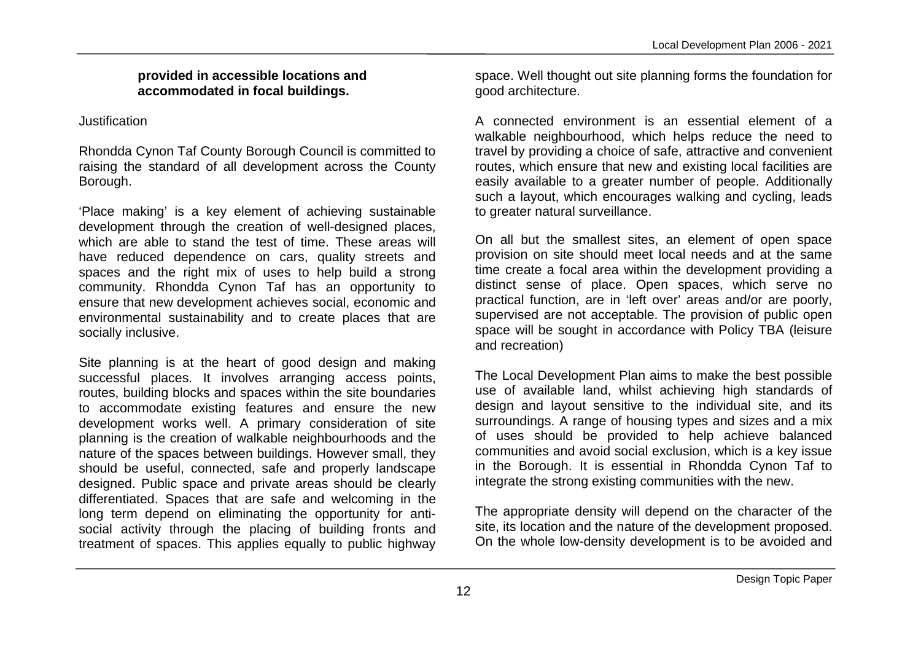**provided in accessible locations and accommodated in focal buildings.**

Justification

Rhondda Cynon Taf County Borough Council is committed to raising the standard of all development across the County Borough.

'Place making' is a key element of achieving sustainable development through the creation of well-designed places, which are able to stand the test of time. These areas will have reduced dependence on cars, quality streets and spaces and the right mix of uses to help build a strong community. Rhondda Cynon Taf has an opportunity to ensure that new development achieves social, economic and environmental sustainability and to create places that are socially inclusive.

Site planning is at the heart of good design and making successful places. It involves arranging access points, routes, building blocks and spaces within the site boundaries to accommodate existing features and ensure the new development works well. A primary consideration of site planning is the creation of walkable neighbourhoods and the nature of the spaces between buildings. However small, they should be useful, connected, safe and properly landscape designed. Public space and private areas should be clearly differentiated. Spaces that are safe and welcoming in the long term depend on eliminating the opportunity for anti-social activity through the placing of building fronts and treatment of spaces. This applies equally to public highway space. Well thought out site planning forms the foundation for good architecture.

A connected environment is an essential element of a walkable neighbourhood, which helps reduce the need to travel by providing a choice of safe, attractive and convenient routes, which ensure that new and existing local facilities are easily available to a greater number of people. Additionally such a layout, which encourages walking and cycling, leads to greater natural surveillance.

On all but the smallest sites, an element of open space provision on site should meet local needs and at the same time create a focal area within the development providing a distinct sense of place. Open spaces, which serve no practical function, are in 'left over' areas and/or are poorly, supervised are not acceptable. The provision of public open space will be sought in accordance with Policy TBA (leisure and recreation)

The Local Development Plan aims to make the best possible use of available land, whilst achieving high standards of design and layout sensitive to the individual site, and its surroundings. A range of housing types and sizes and a mix of uses should be provided to help achieve balanced communities and avoid social exclusion, which is a key issue in the Borough. It is essential in Rhondda Cynon Taf to integrate the strong existing communities with the new.

The appropriate density will depend on the character of the site, its location and the nature of the development proposed. On the whole low-density development is to be avoided and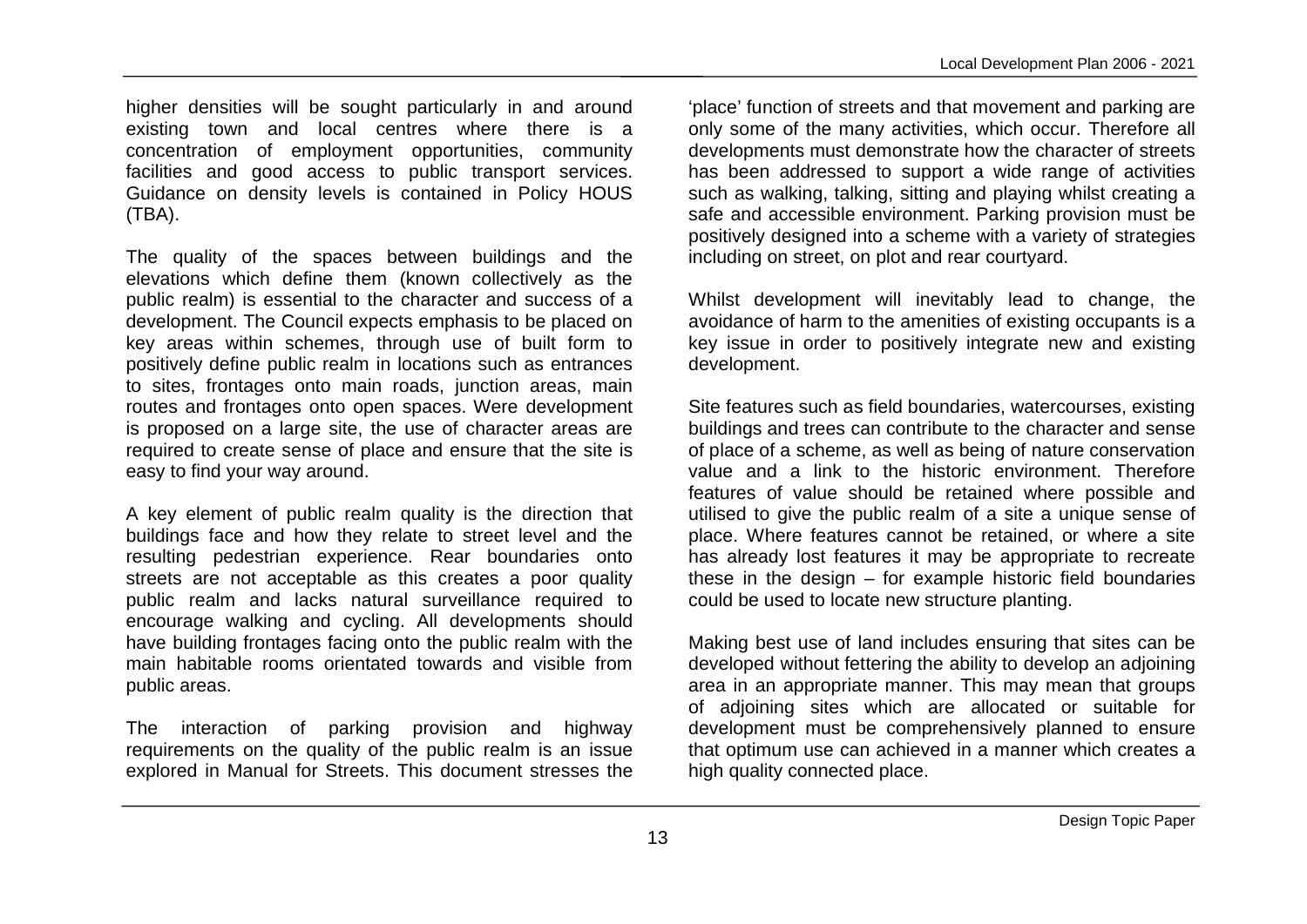higher densities will be sought particularly in and around existing town and local centres where there is a concentration of employment opportunities, community facilities and good access to public transport services. Guidance on density levels is contained in Policy HOUS (TBA).

The quality of the spaces between buildings and the elevations which define them (known collectively as the public realm) is essential to the character and success of a development. The Council expects emphasis to be placed on key areas within schemes, through use of built form to positively define public realm in locations such as entrances to sites, frontages onto main roads, junction areas, main routes and frontages onto open spaces. Were development is proposed on a large site, the use of character areas are required to create sense of place and ensure that the site is easy to find your way around.

A key element of public realm quality is the direction that buildings face and how they relate to street level and the resulting pedestrian experience. Rear boundaries onto streets are not acceptable as this creates a poor quality public realm and lacks natural surveillance required to encourage walking and cycling. All developments should have building frontages facing onto the public realm with the main habitable rooms orientated towards and visible from public areas.

The interaction of parking provision and highway requirements on the quality of the public realm is an issue explored in Manual for Streets. This document stresses the 'place' function of streets and that movement and parking are only some of the many activities, which occur. Therefore all developments must demonstrate how the character of streets has been addressed to support a wide range of activities such as walking, talking, sitting and playing whilst creating a safe and accessible environment. Parking provision must be positively designed into a scheme with a variety of strategies including on street, on plot and rear courtyard.

Whilst development will inevitably lead to change, the avoidance of harm to the amenities of existing occupants is a key issue in order to positively integrate new and existing development.

Site features such as field boundaries, watercourses, existing buildings and trees can contribute to the character and sense of place of a scheme, as well as being of nature conservation value and a link to the historic environment. Therefore features of value should be retained where possible and utilised to give the public realm of a site a unique sense of place. Where features cannot be retained, or where a site has already lost features it may be appropriate to recreate these in the design – for example historic field boundaries could be used to locate new structure planting.

Making best use of land includes ensuring that sites can be developed without fettering the ability to develop an adjoining area in an appropriate manner. This may mean that groups of adjoining sites which are allocated or suitable for development must be comprehensively planned to ensure that optimum use can achieved in a manner which creates a high quality connected place.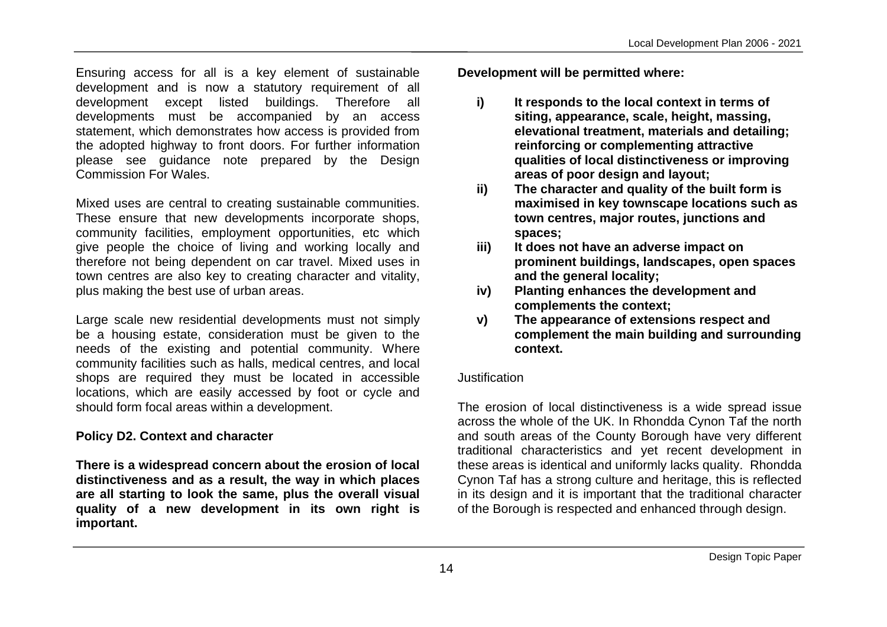Ensuring access for all is a key element of sustainable development and is now a statutory requirement of all development except listed buildings. Therefore all developments must be accompanied by an access statement, which demonstrates how access is provided from the adopted highway to front doors. For further information please see guidance note prepared by the Design Commission For Wales.

Mixed uses are central to creating sustainable communities. These ensure that new developments incorporate shops, community facilities, employment opportunities, etc which give people the choice of living and working locally and therefore not being dependent on car travel. Mixed uses in town centres are also key to creating character and vitality, plus making the best use of urban areas.

Large scale new residential developments must not simply be a housing estate, consideration must be given to the needs of the existing and potential community. Where community facilities such as halls, medical centres, and local shops are required they must be located in accessible locations, which are easily accessed by foot or cycle and should form focal areas within a development.

**Policy D2. Context and character**

**There is a widespread concern about the erosion of local distinctiveness and as a result, the way in which places are all starting to look the same, plus the overall visual quality of a new development in its own right is important.**

**Development will be permitted where:**

- **i) It responds to the local context in terms of siting, appearance, scale, height, massing, elevational treatment, materials and detailing; reinforcing or complementing attractive qualities of local distinctiveness or improving areas of poor design and layout;**
- **ii) The character and quality of the built form is maximised in key townscape locations such as town centres, major routes, junctions and spaces;**
- **iii) It does not have an adverse impact on prominent buildings, landscapes, open spaces and the general locality;**
- **iv) Planting enhances the development and complements the context;**
- **v) The appearance of extensions respect and complement the main building and surrounding context.**

Justification

The erosion of local distinctiveness is a wide spread issue across the whole of the UK. In Rhondda Cynon Taf the north and south areas of the County Borough have very different traditional characteristics and yet recent development in these areas is identical and uniformly lacks quality. Rhondda Cynon Taf has a strong culture and heritage, this is reflected in its design and it is important that the traditional character of the Borough is respected and enhanced through design.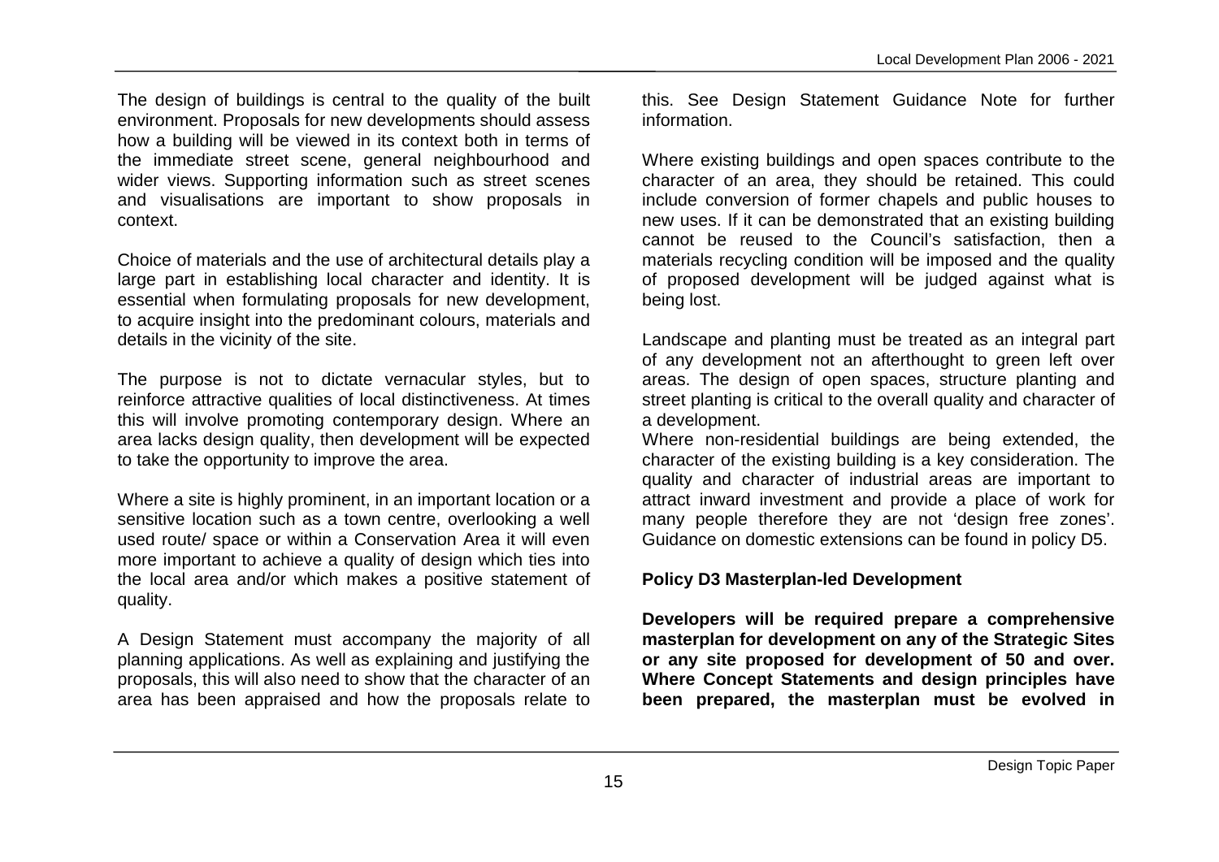The design of buildings is central to the quality of the built environment. Proposals for new developments should assess how a building will be viewed in its context both in terms of the immediate street scene, general neighbourhood and wider views. Supporting information such as street scenes and visualisations are important to show proposals in context.

Choice of materials and the use of architectural details play a large part in establishing local character and identity. It is essential when formulating proposals for new development, to acquire insight into the predominant colours, materials and details in the vicinity of the site.

The purpose is not to dictate vernacular styles, but to reinforce attractive qualities of local distinctiveness. At times this will involve promoting contemporary design. Where an area lacks design quality, then development will be expected to take the opportunity to improve the area.

Where a site is highly prominent, in an important location or a sensitive location such as a town centre, overlooking a well used route/ space or within a Conservation Area it will even more important to achieve a quality of design which ties into the local area and/or which makes a positive statement of quality.

A Design Statement must accompany the majority of all planning applications. As well as explaining and justifying the proposals, this will also need to show that the character of an area has been appraised and how the proposals relate to this. See Design Statement Guidance Note for further information.

Where existing buildings and open spaces contribute to the character of an area, they should be retained. This could include conversion of former chapels and public houses to new uses. If it can be demonstrated that an existing building cannot be reused to the Council's satisfaction, then a materials recycling condition will be imposed and the quality of proposed development will be judged against what is being lost.

Landscape and planting must be treated as an integral part of any development not an afterthought to green left over areas. The design of open spaces, structure planting and street planting is critical to the overall quality and character of a development.

Where non-residential buildings are being extended, the character of the existing building is a key consideration. The quality and character of industrial areas are important to attract inward investment and provide a place of work for many people therefore they are not 'design free zones'. Guidance on domestic extensions can be found in policy D5.

**Policy D3 Masterplan-led Development**

**Developers will be required prepare a comprehensive masterplan for development on any of the Strategic Sites or any site proposed for development of 50 and over. Where Concept Statements and design principles have been prepared, the masterplan must be evolved in**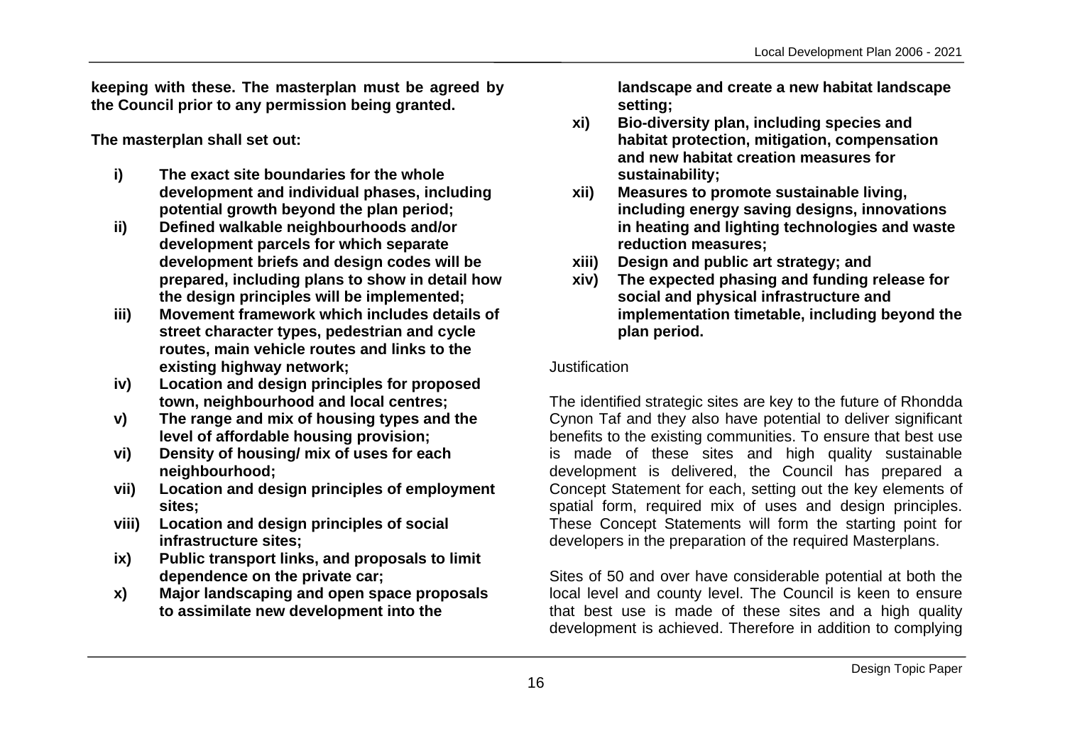**keeping with these. The masterplan must be agreed by the Council prior to any permission being granted.**

**The masterplan shall set out:**

- **i) The exact site boundaries for the whole development and individual phases, including potential growth beyond the plan period;**
- **ii) Defined walkable neighbourhoods and/or development parcels for which separate development briefs and design codes will be prepared, including plans to show in detail how the design principles will be implemented;**
- **iii) Movement framework which includes details of street character types, pedestrian and cycle routes, main vehicle routes and links to the existing highway network;**
- **iv) Location and design principles for proposed town, neighbourhood and local centres;**
- **v) The range and mix of housing types and the level of affordable housing provision;**
- **vi) Density of housing/ mix of uses for each neighbourhood;**
- **vii) Location and design principles of employment sites;**
- **viii) Location and design principles of social infrastructure sites;**
- **ix) Public transport links, and proposals to limit dependence on the private car;**
- **x) Major landscaping and open space proposals to assimilate new development into the landscape and create a new habitat landscape setting;**
- **xi) Bio-diversity plan, including species and habitat protection, mitigation, compensation and new habitat creation measures for sustainability;**
- **xii) Measures to promote sustainable living, including energy saving designs, innovations in heating and lighting technologies and waste reduction measures;**
- **xiii) Design and public art strategy; and**
- **xiv) The expected phasing and funding release for social and physical infrastructure and implementation timetable, including beyond the plan period.**

Justification

The identified strategic sites are key to the future of Rhondda Cynon Taf and they also have potential to deliver significant benefits to the existing communities. To ensure that best use is made of these sites and high quality sustainable development is delivered, the Council has prepared a Concept Statement for each, setting out the key elements of spatial form, required mix of uses and design principles. These Concept Statements will form the starting point for developers in the preparation of the required Masterplans.

Sites of 50 and over have considerable potential at both the local level and county level. The Council is keen to ensure that best use is made of these sites and a high quality development is achieved. Therefore in addition to complying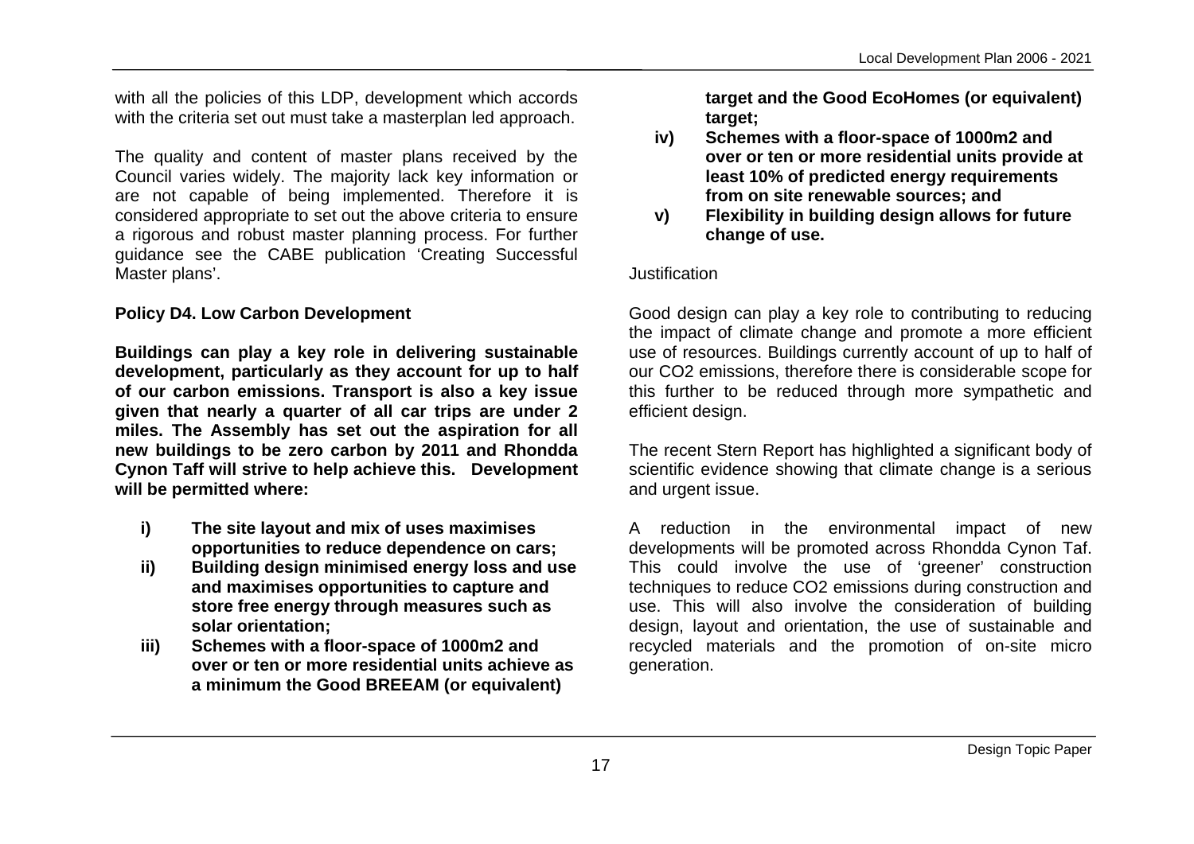with all the policies of this LDP, development which accords with the criteria set out must take a masterplan led approach.

The quality and content of master plans received by the Council varies widely. The majority lack key information or are not capable of being implemented. Therefore it is considered appropriate to set out the above criteria to ensure a rigorous and robust master planning process. For further guidance see the CABE publication 'Creating Successful Master plans'.

**Policy D4. Low Carbon Development**

**Buildings can play a key role in delivering sustainable development, particularly as they account for up to half of our carbon emissions. Transport is also a key issue given that nearly a quarter of all car trips are under 2 miles. The Assembly has set out the aspiration for all new buildings to be zero carbon by 2011 and Rhondda Cynon Taff will strive to help achieve this. Development will be permitted where:**

- **i) The site layout and mix of uses maximises opportunities to reduce dependence on cars;**
- **ii) Building design minimised energy loss and use and maximises opportunities to capture and store free energy through measures such as solar orientation;**
- **iii) Schemes with a floor-space of 1000m2 and over or ten or more residential units achieve as a minimum the Good BREEAM (or equivalent) target and the Good EcoHomes (or equivalent) target;**
- **iv) Schemes with a floor-space of 1000m2 and over or ten or more residential units provide at least 10% of predicted energy requirements from on site renewable sources; and**
- **v) Flexibility in building design allows for future change of use.**

Justification

Good design can play a key role to contributing to reducing the impact of climate change and promote a more efficient use of resources. Buildings currently account of up to half of our $CO_2$ emissions, therefore there is considerable scope for this further to be reduced through more sympathetic and efficient design.

The recent Stern Report has highlighted a significant body of scientific evidence showing that climate change is a serious and urgent issue.

A reduction in the environmental impact of new developments will be promoted across Rhondda Cynon Taf. This could involve the use of 'greener' construction techniques to reduce $CO_2$ emissions during construction and use. This will also involve the consideration of building design, layout and orientation, the use of sustainable and recycled materials and the promotion of on-site micro generation.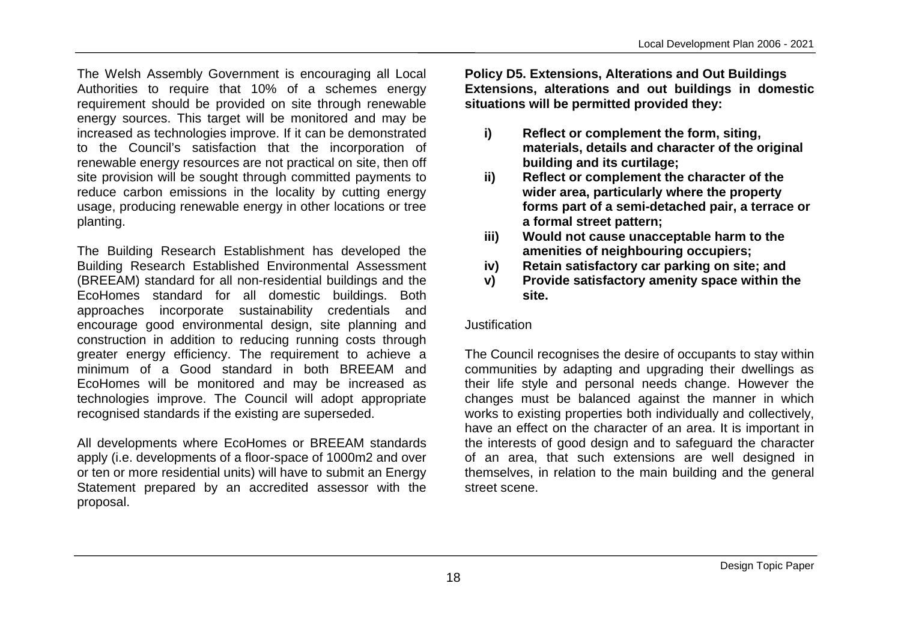The Welsh Assembly Government is encouraging all Local Authorities to require that 10% of a schemes energy requirement should be provided on site through renewable energy sources. This target will be monitored and may be increased as technologies improve. If it can be demonstrated to the Council's satisfaction that the incorporation of renewable energy resources are not practical on site, then off site provision will be sought through committed payments to reduce carbon emissions in the locality by cutting energy usage, producing renewable energy in other locations or tree planting.

The Building Research Establishment has developed the Building Research Established Environmental Assessment (BREEAM) standard for all non-residential buildings and the EcoHomes standard for all domestic buildings. Both approaches incorporate sustainability credentials and encourage good environmental design, site planning and construction in addition to reducing running costs through greater energy efficiency. The requirement to achieve a minimum of a Good standard in both BREEAM and EcoHomes will be monitored and may be increased as technologies improve. The Council will adopt appropriate recognised standards if the existing are superseded.

All developments where EcoHomes or BREEAM standards apply (i.e. developments of a floor-space of 1000m2 and over or ten or more residential units) will have to submit an Energy Statement prepared by an accredited assessor with the proposal.

**Policy D5. Extensions, Alterations and Out Buildings**
**Extensions, alterations and out buildings in domestic situations will be permitted provided they:**

- **i) Reflect or complement the form, siting, materials, details and character of the original building and its curtilage;**
- **ii) Reflect or complement the character of the wider area, particularly where the property forms part of a semi-detached pair, a terrace or a formal street pattern;**
- **iii) Would not cause unacceptable harm to the amenities of neighbouring occupiers;**
- **iv) Retain satisfactory car parking on site; and**
- **v) Provide satisfactory amenity space within the site.**

Justification

The Council recognises the desire of occupants to stay within communities by adapting and upgrading their dwellings as their life style and personal needs change. However the changes must be balanced against the manner in which works to existing properties both individually and collectively, have an effect on the character of an area. It is important in the interests of good design and to safeguard the character of an area, that such extensions are well designed in themselves, in relation to the main building and the general street scene.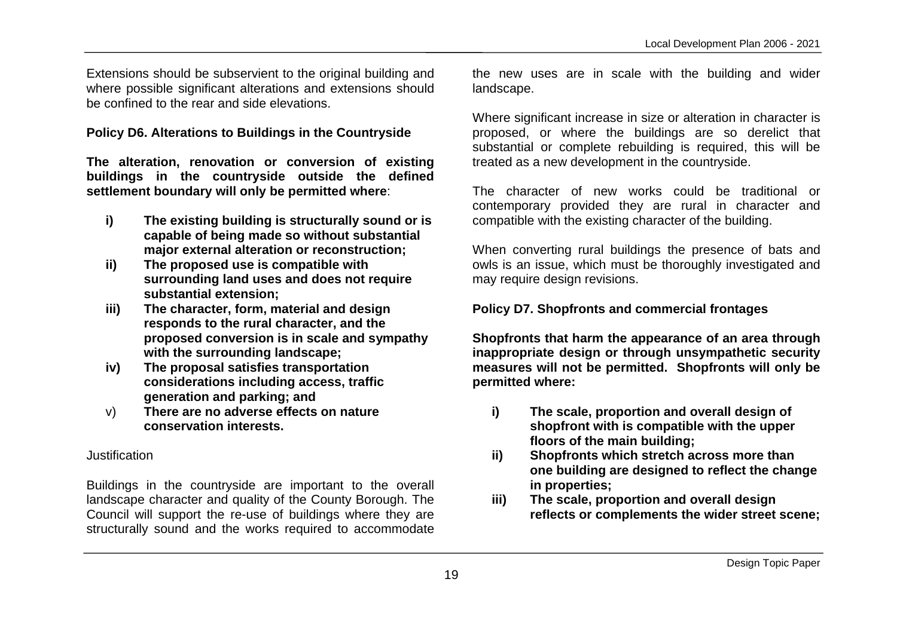Extensions should be subservient to the original building and where possible significant alterations and extensions should be confined to the rear and side elevations.

**Policy D6. Alterations to Buildings in the Countryside**

**The alteration, renovation or conversion of existing buildings in the countryside outside the defined settlement boundary will only be permitted where**:

- **i) The existing building is structurally sound or is capable of being made so without substantial major external alteration or reconstruction;**
- **ii) The proposed use is compatible with surrounding land uses and does not require substantial extension;**
- **iii) The character, form, material and design responds to the rural character, and the proposed conversion is in scale and sympathy with the surrounding landscape;**
- **iv) The proposal satisfies transportation considerations including access, traffic generation and parking; and**
- v) **There are no adverse effects on nature conservation interests.**

Justification

Buildings in the countryside are important to the overall landscape character and quality of the County Borough. The Council will support the re-use of buildings where they are structurally sound and the works required to accommodate the new uses are in scale with the building and wider landscape.

Where significant increase in size or alteration in character is proposed, or where the buildings are so derelict that substantial or complete rebuilding is required, this will be treated as a new development in the countryside.

The character of new works could be traditional or contemporary provided they are rural in character and compatible with the existing character of the building.

When converting rural buildings the presence of bats and owls is an issue, which must be thoroughly investigated and may require design revisions.

**Policy D7. Shopfronts and commercial frontages**

**Shopfronts that harm the appearance of an area through inappropriate design or through unsympathetic security measures will not be permitted. Shopfronts will only be permitted where:**

- **i) The scale, proportion and overall design of shopfront with is compatible with the upper floors of the main building;**
- **ii) Shopfronts which stretch across more than one building are designed to reflect the change in properties;**
- **iii) The scale, proportion and overall design reflects or complements the wider street scene;**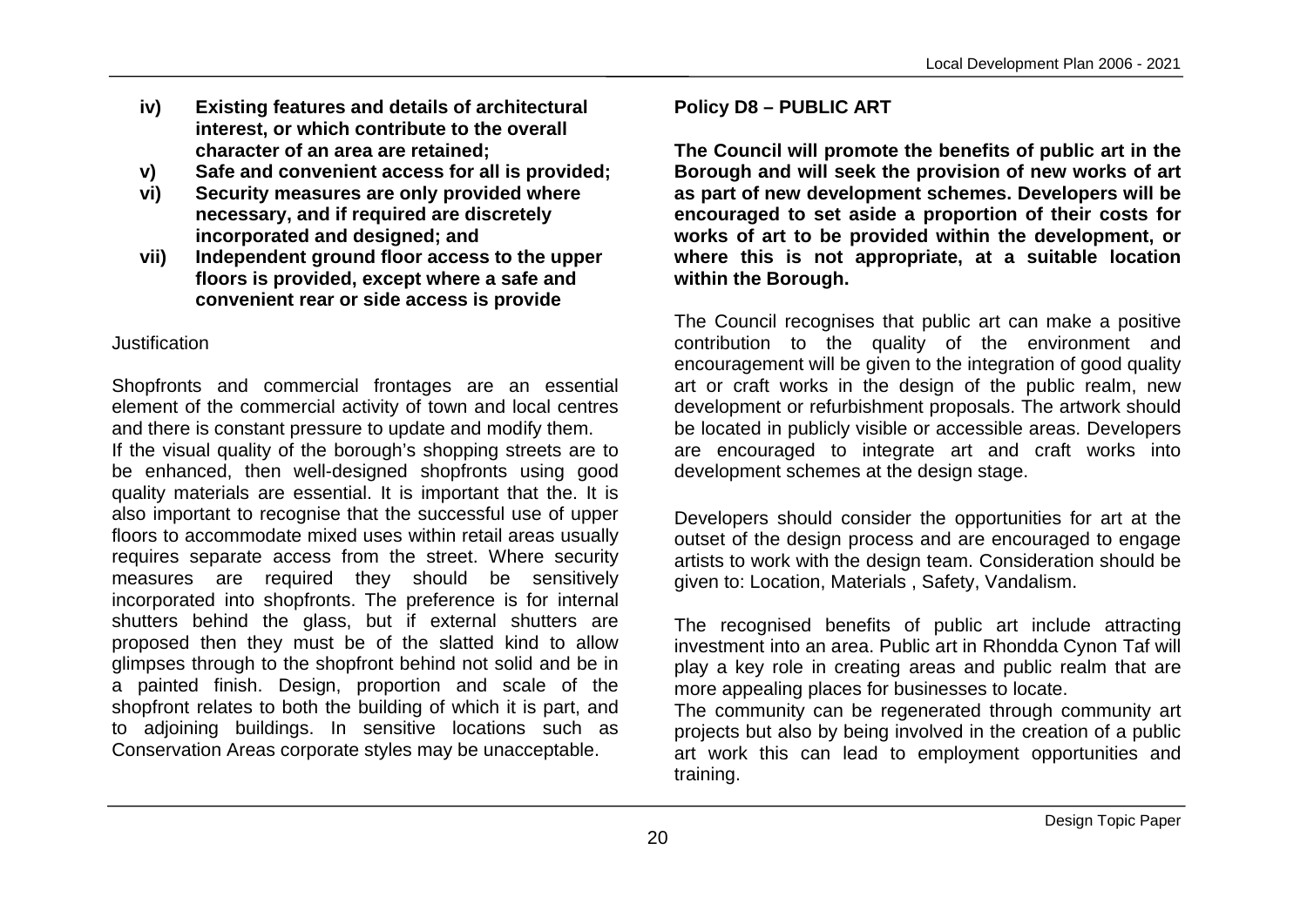**iv) Existing features and details of architectural interest, or which contribute to the overall character of an area are retained;**

**v) Safe and convenient access for all is provided;**

**vi) Security measures are only provided where necessary, and if required are discretely incorporated and designed; and**

**vii) Independent ground floor access to the upper floors is provided, except where a safe and convenient rear or side access is provide**

Justification

Shopfronts and commercial frontages are an essential element of the commercial activity of town and local centres and there is constant pressure to update and modify them.
If the visual quality of the borough's shopping streets are to be enhanced, then well-designed shopfronts using good quality materials are essential. It is important that the. It is also important to recognise that the successful use of upper floors to accommodate mixed uses within retail areas usually requires separate access from the street. Where security measures are required they should be sensitively incorporated into shopfronts. The preference is for internal shutters behind the glass, but if external shutters are proposed then they must be of the slatted kind to allow glimpses through to the shopfront behind not solid and be in a painted finish. Design, proportion and scale of the shopfront relates to both the building of which it is part, and to adjoining buildings. In sensitive locations such as Conservation Areas corporate styles may be unacceptable.

**Policy D8 – PUBLIC ART**

**The Council will promote the benefits of public art in the Borough and will seek the provision of new works of art as part of new development schemes. Developers will be encouraged to set aside a proportion of their costs for works of art to be provided within the development, or where this is not appropriate, at a suitable location within the Borough.**

The Council recognises that public art can make a positive contribution to the quality of the environment and encouragement will be given to the integration of good quality art or craft works in the design of the public realm, new development or refurbishment proposals. The artwork should be located in publicly visible or accessible areas. Developers are encouraged to integrate art and craft works into development schemes at the design stage.

Developers should consider the opportunities for art at the outset of the design process and are encouraged to engage artists to work with the design team. Consideration should be given to: Location, Materials , Safety, Vandalism.

The recognised benefits of public art include attracting investment into an area. Public art in Rhondda Cynon Taf will play a key role in creating areas and public realm that are more appealing places for businesses to locate.
The community can be regenerated through community art projects but also by being involved in the creation of a public art work this can lead to employment opportunities and training.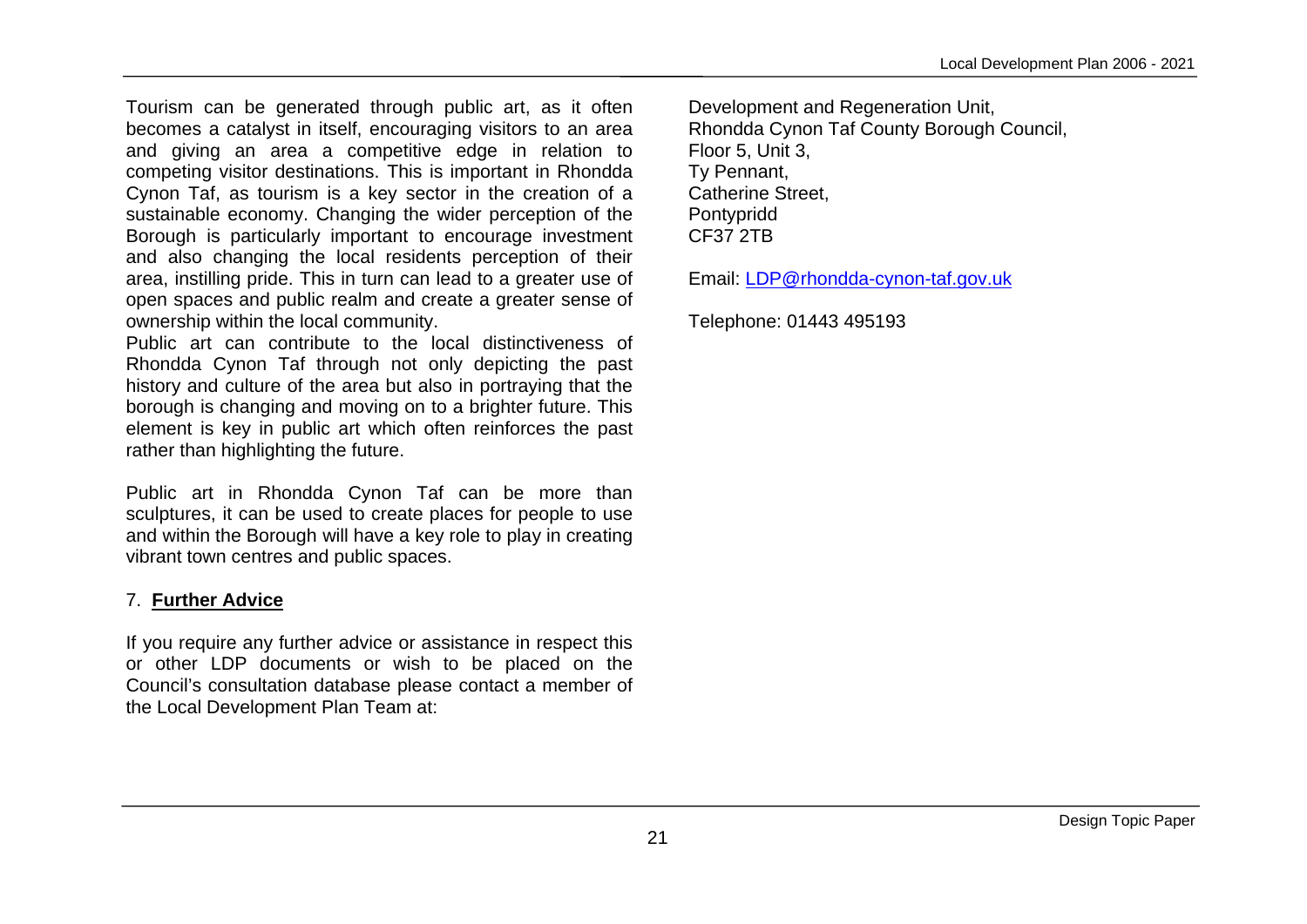Tourism can be generated through public art, as it often becomes a catalyst in itself, encouraging visitors to an area and giving an area a competitive edge in relation to competing visitor destinations. This is important in Rhondda Cynon Taf, as tourism is a key sector in the creation of a sustainable economy. Changing the wider perception of the Borough is particularly important to encourage investment and also changing the local residents perception of their area, instilling pride. This in turn can lead to a greater use of open spaces and public realm and create a greater sense of ownership within the local community.

Public art can contribute to the local distinctiveness of Rhondda Cynon Taf through not only depicting the past history and culture of the area but also in portraying that the borough is changing and moving on to a brighter future. This element is key in public art which often reinforces the past rather than highlighting the future.

Public art in Rhondda Cynon Taf can be more than sculptures, it can be used to create places for people to use and within the Borough will have a key role to play in creating vibrant town centres and public spaces.

## 7. **Further Advice**

If you require any further advice or assistance in respect this or other LDP documents or wish to be placed on the Council's consultation database please contact a member of the Local Development Plan Team at:

Development and Regeneration Unit,
Rhondda Cynon Taf County Borough Council,
Floor 5, Unit 3,
Ty Pennant,
Catherine Street,
Pontypridd
CF37 2TB

Email: LDP@rhondda-cynon-taf.gov.uk

Telephone: 01443 495193